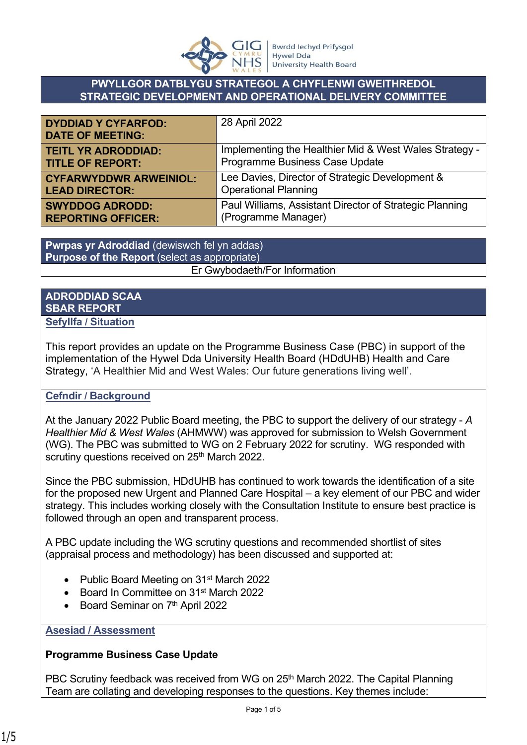Bwrdd Iechyd Prifysgol Hywel Dda University Health Board

# PWYLLGOR DATBLYGU STRATEGOL A CHYFLENWI GWEITHREDOL
# STRATEGIC DEVELOPMENT AND OPERATIONAL DELIVERY COMMITTEE

| | |
|---|---|
| **DYDDIAD Y CYFARFOD: DATE OF MEETING:** | 28 April 2022 |
| **TEITL YR ADRODDIAD: TITLE OF REPORT:** | Implementing the Healthier Mid & West Wales Strategy - Programme Business Case Update |
| **CYFARWYDDWR ARWEINIOL: LEAD DIRECTOR:** | Lee Davies, Director of Strategic Development & Operational Planning |
| **SWYDDOG ADRODD: REPORTING OFFICER:** | Paul Williams, Assistant Director of Strategic Planning (Programme Manager) |

| **Pwrpas yr Adroddiad** (dewiswch fel yn addas) **Purpose of the Report** (select as appropriate) |
|---|
| Er Gwybodaeth/For Information |

## ADRODDIAD SCAA
## SBAR REPORT

### Sefyllfa / Situation

This report provides an update on the Programme Business Case (PBC) in support of the implementation of the Hywel Dda University Health Board (HDdUHB) Health and Care Strategy, 'A Healthier Mid and West Wales: Our future generations living well'.

### Cefndir / Background

At the January 2022 Public Board meeting, the PBC to support the delivery of our strategy - *A Healthier Mid & West Wales* (AHMWW) was approved for submission to Welsh Government (WG). The PBC was submitted to WG on 2 February 2022 for scrutiny. WG responded with scrutiny questions received on 25th March 2022.

Since the PBC submission, HDdUHB has continued to work towards the identification of a site for the proposed new Urgent and Planned Care Hospital – a key element of our PBC and wider strategy. This includes working closely with the Consultation Institute to ensure best practice is followed through an open and transparent process.

A PBC update including the WG scrutiny questions and recommended shortlist of sites (appraisal process and methodology) has been discussed and supported at:

- Public Board Meeting on 31st March 2022
- Board In Committee on 31st March 2022
- Board Seminar on 7th April 2022

### Asesiad / Assessment

**Programme Business Case Update**

PBC Scrutiny feedback was received from WG on 25th March 2022. The Capital Planning Team are collating and developing responses to the questions. Key themes include: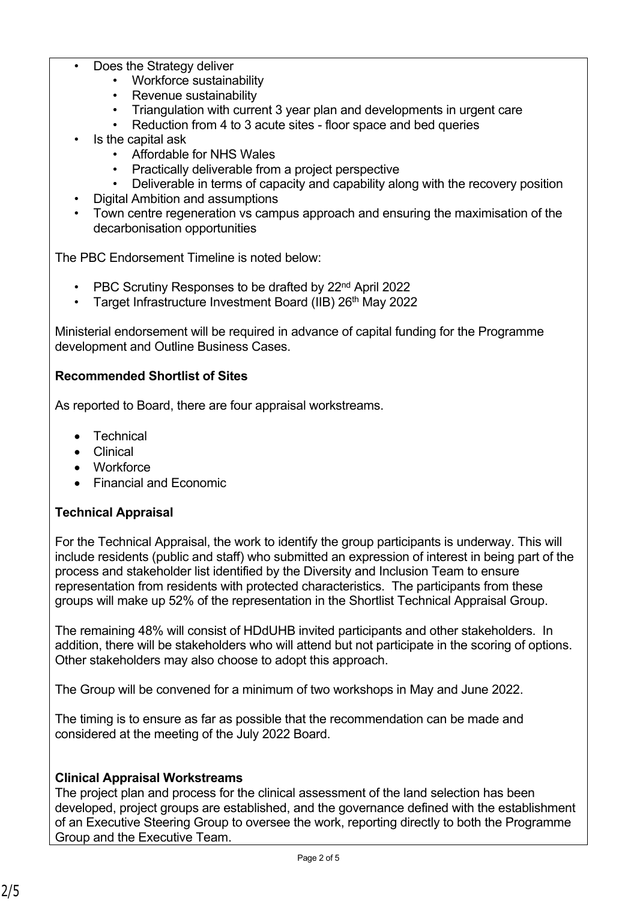- Does the Strategy deliver
    - Workforce sustainability
    - Revenue sustainability
    - Triangulation with current 3 year plan and developments in urgent care
    - Reduction from 4 to 3 acute sites - floor space and bed queries
- Is the capital ask
    - Affordable for NHS Wales
    - Practically deliverable from a project perspective
    - Deliverable in terms of capacity and capability along with the recovery position
- Digital Ambition and assumptions
- Town centre regeneration vs campus approach and ensuring the maximisation of the decarbonisation opportunities

The PBC Endorsement Timeline is noted below:

- PBC Scrutiny Responses to be drafted by 22nd April 2022
- Target Infrastructure Investment Board (IIB) 26th May 2022

Ministerial endorsement will be required in advance of capital funding for the Programme development and Outline Business Cases.

**Recommended Shortlist of Sites**

As reported to Board, there are four appraisal workstreams.

- Technical
- Clinical
- Workforce
- Financial and Economic

**Technical Appraisal**

For the Technical Appraisal, the work to identify the group participants is underway. This will include residents (public and staff) who submitted an expression of interest in being part of the process and stakeholder list identified by the Diversity and Inclusion Team to ensure representation from residents with protected characteristics. The participants from these groups will make up 52% of the representation in the Shortlist Technical Appraisal Group.

The remaining 48% will consist of HDdUHB invited participants and other stakeholders. In addition, there will be stakeholders who will attend but not participate in the scoring of options. Other stakeholders may also choose to adopt this approach.

The Group will be convened for a minimum of two workshops in May and June 2022.

The timing is to ensure as far as possible that the recommendation can be made and considered at the meeting of the July 2022 Board.

**Clinical Appraisal Workstreams**

The project plan and process for the clinical assessment of the land selection has been developed, project groups are established, and the governance defined with the establishment of an Executive Steering Group to oversee the work, reporting directly to both the Programme Group and the Executive Team.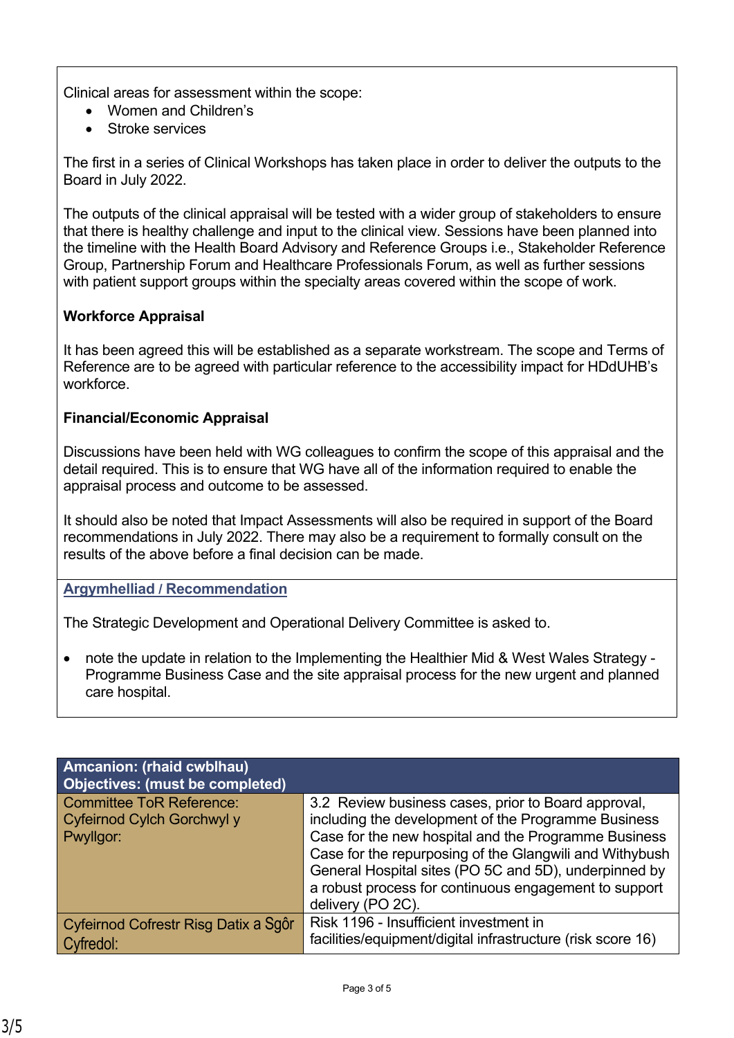Clinical areas for assessment within the scope:

- Women and Children's
- Stroke services

The first in a series of Clinical Workshops has taken place in order to deliver the outputs to the Board in July 2022.

The outputs of the clinical appraisal will be tested with a wider group of stakeholders to ensure that there is healthy challenge and input to the clinical view. Sessions have been planned into the timeline with the Health Board Advisory and Reference Groups i.e., Stakeholder Reference Group, Partnership Forum and Healthcare Professionals Forum, as well as further sessions with patient support groups within the specialty areas covered within the scope of work.

**Workforce Appraisal**

It has been agreed this will be established as a separate workstream. The scope and Terms of Reference are to be agreed with particular reference to the accessibility impact for HDdUHB's workforce.

**Financial/Economic Appraisal**

Discussions have been held with WG colleagues to confirm the scope of this appraisal and the detail required. This is to ensure that WG have all of the information required to enable the appraisal process and outcome to be assessed.

It should also be noted that Impact Assessments will also be required in support of the Board recommendations in July 2022. There may also be a requirement to formally consult on the results of the above before a final decision can be made.

## Argymhelliad / Recommendation

The Strategic Development and Operational Delivery Committee is asked to.

- note the update in relation to the Implementing the Healthier Mid & West Wales Strategy - Programme Business Case and the site appraisal process for the new urgent and planned care hospital.

| Amcanion: (rhaid cwblhau) Objectives: (must be completed) | |
|---|---|
| Committee ToR Reference: Cyfeirnod Cylch Gorchwyl y Pwyllgor: | 3.2 Review business cases, prior to Board approval, including the development of the Programme Business Case for the new hospital and the Programme Business Case for the repurposing of the Glangwili and Withybush General Hospital sites (PO 5C and 5D), underpinned by a robust process for continuous engagement to support delivery (PO 2C). |
| Cyfeirnod Cofrestr Risg Datix a Sgôr Cyfredol: | Risk 1196 - Insufficient investment in facilities/equipment/digital infrastructure (risk score 16) |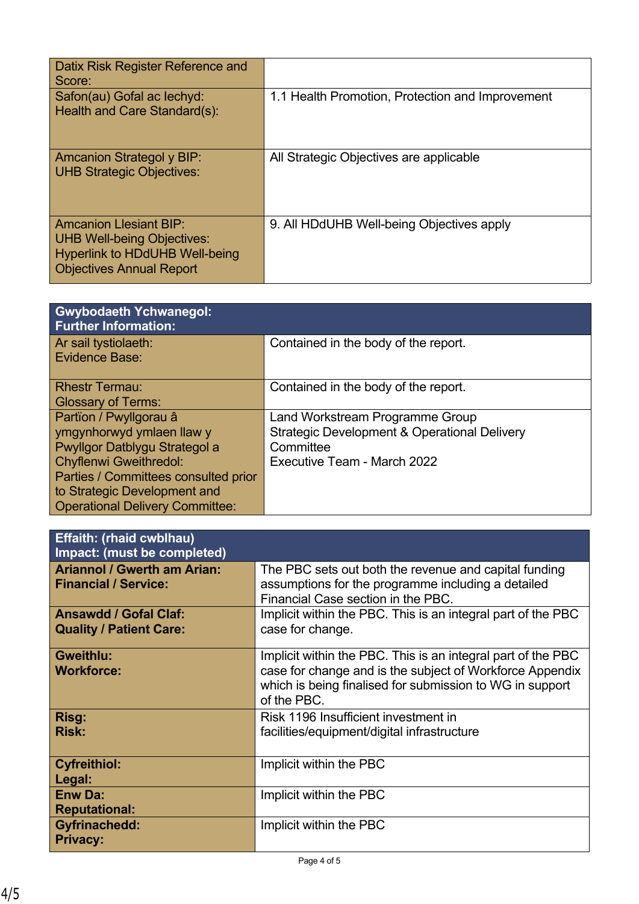| Datix Risk Register Reference and Score: | |
|---|---|
| Safon(au) Gofal ac Iechyd: Health and Care Standard(s): | 1.1 Health Promotion, Protection and Improvement |
| Amcanion Strategol y BIP: UHB Strategic Objectives: | All Strategic Objectives are applicable |
| Amcanion Llesiant BIP: UHB Well-being Objectives: Hyperlink to HDdUHB Well-being Objectives Annual Report | 9. All HDdUHB Well-being Objectives apply |

| Gwybodaeth Ychwanegol: Further Information: | |
|---|---|
| Ar sail tystiolaeth: Evidence Base: | Contained in the body of the report. |
| Rhestr Termau: Glossary of Terms: | Contained in the body of the report. |
| Partïon / Pwyllgorau â ymgynhorwyd ymlaen llaw y Pwyllgor Datblygu Strategol a Chyflenwi Gweithredol: Parties / Committees consulted prior to Strategic Development and Operational Delivery Committee: | Land Workstream Programme Group<br>Strategic Development & Operational Delivery Committee<br>Executive Team - March 2022 |

| Effaith: (rhaid cwblhau) Impact: (must be completed) | |
|---|---|
| **Ariannol / Gwerth am Arian: Financial / Service:** | The PBC sets out both the revenue and capital funding assumptions for the programme including a detailed Financial Case section in the PBC. |
| **Ansawdd / Gofal Claf: Quality / Patient Care:** | Implicit within the PBC. This is an integral part of the PBC case for change. |
| **Gweithlu: Workforce:** | Implicit within the PBC. This is an integral part of the PBC case for change and is the subject of Workforce Appendix which is being finalised for submission to WG in support of the PBC. |
| **Risg: Risk:** | Risk 1196 Insufficient investment in facilities/equipment/digital infrastructure |
| **Cyfreithiol: Legal:** | Implicit within the PBC |
| **Enw Da: Reputational:** | Implicit within the PBC |
| **Gyfrinachedd: Privacy:** | Implicit within the PBC |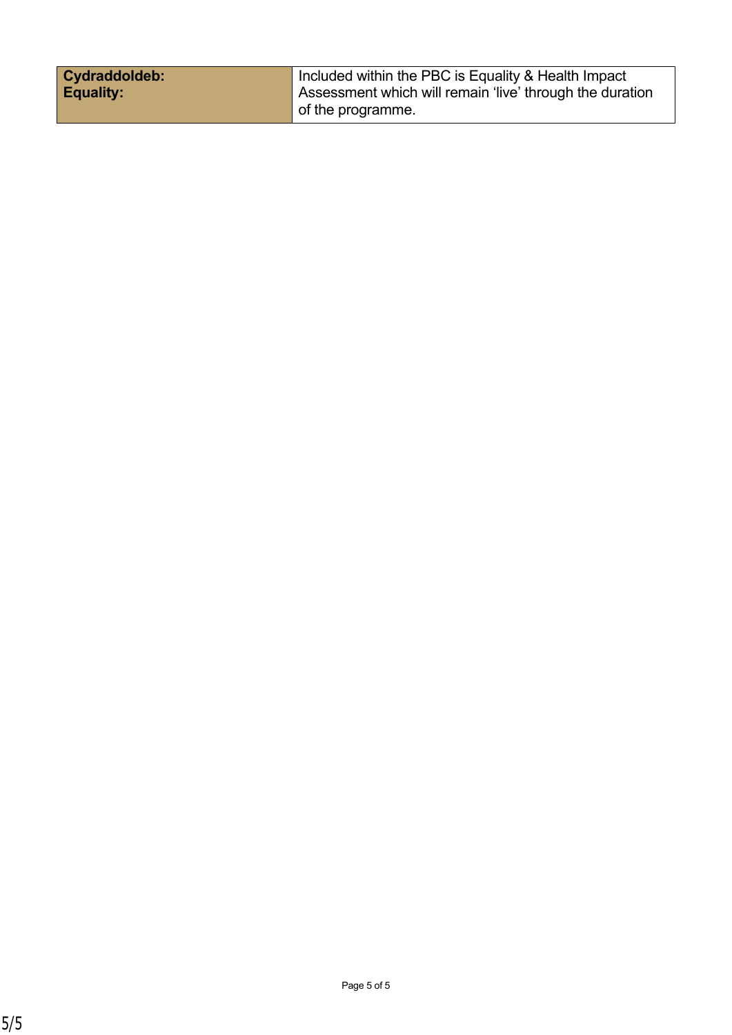| | |
|---|---|
| **Cydraddoldeb:**<br>**Equality:** | Included within the PBC is Equality & Health Impact Assessment which will remain 'live' through the duration of the programme. |